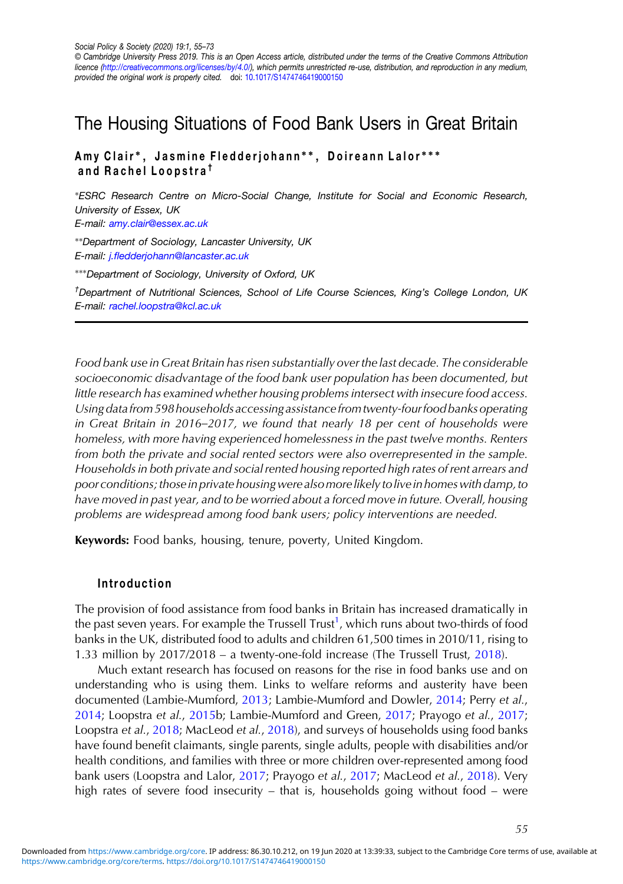Social Policy & Society (2020) 19:1, 55–73
© Cambridge University Press 2019. This is an Open Access article, distributed under the terms of the Creative Commons Attribution licence (http://creativecommons.org/licenses/by/4.0/), which permits unrestricted re-use, distribution, and reproduction in any medium, provided the original work is properly cited. doi: 10.1017/S1474746419000150

# The Housing Situations of Food Bank Users in Great Britain

**Amy Clair\*, Jasmine Fledderjohann\*\*, Doireann Lalor\*\*\* and Rachel Loopstra†**

\*ESRC Research Centre on Micro-Social Change, Institute for Social and Economic Research, University of Essex, UK
E-mail: amy.clair@essex.ac.uk

\*\*Department of Sociology, Lancaster University, UK
E-mail: j.fledderjohann@lancaster.ac.uk

\*\*\*Department of Sociology, University of Oxford, UK

†Department of Nutritional Sciences, School of Life Course Sciences, King's College London, UK
E-mail: rachel.loopstra@kcl.ac.uk

*Food bank use in Great Britain has risen substantially over the last decade. The considerable socioeconomic disadvantage of the food bank user population has been documented, but little research has examined whether housing problems intersect with insecure food access. Using data from 598 households accessing assistance from twenty-four food banks operating in Great Britain in 2016–2017, we found that nearly 18 per cent of households were homeless, with more having experienced homelessness in the past twelve months. Renters from both the private and social rented sectors were also overrepresented in the sample. Households in both private and social rented housing reported high rates of rent arrears and poor conditions; those in private housing were also more likely to live in homes with damp, to have moved in past year, and to be worried about a forced move in future. Overall, housing problems are widespread among food bank users; policy interventions are needed.*

**Keywords:** Food banks, housing, tenure, poverty, United Kingdom.

## Introduction

The provision of food assistance from food banks in Britain has increased dramatically in the past seven years. For example the Trussell Trust[1], which runs about two-thirds of food banks in the UK, distributed food to adults and children 61,500 times in 2010/11, rising to 1.33 million by 2017/2018 – a twenty-one-fold increase (The Trussell Trust, 2018).

Much extant research has focused on reasons for the rise in food banks use and on understanding who is using them. Links to welfare reforms and austerity have been documented (Lambie-Mumford, 2013; Lambie-Mumford and Dowler, 2014; Perry *et al.*, 2014; Loopstra *et al.*, 2015b; Lambie-Mumford and Green, 2017; Prayogo *et al.*, 2017; Loopstra *et al.*, 2018; MacLeod *et al.*, 2018), and surveys of households using food banks have found benefit claimants, single parents, single adults, people with disabilities and/or health conditions, and families with three or more children over-represented among food bank users (Loopstra and Lalor, 2017; Prayogo *et al.*, 2017; MacLeod *et al.*, 2018). Very high rates of severe food insecurity – that is, households going without food – were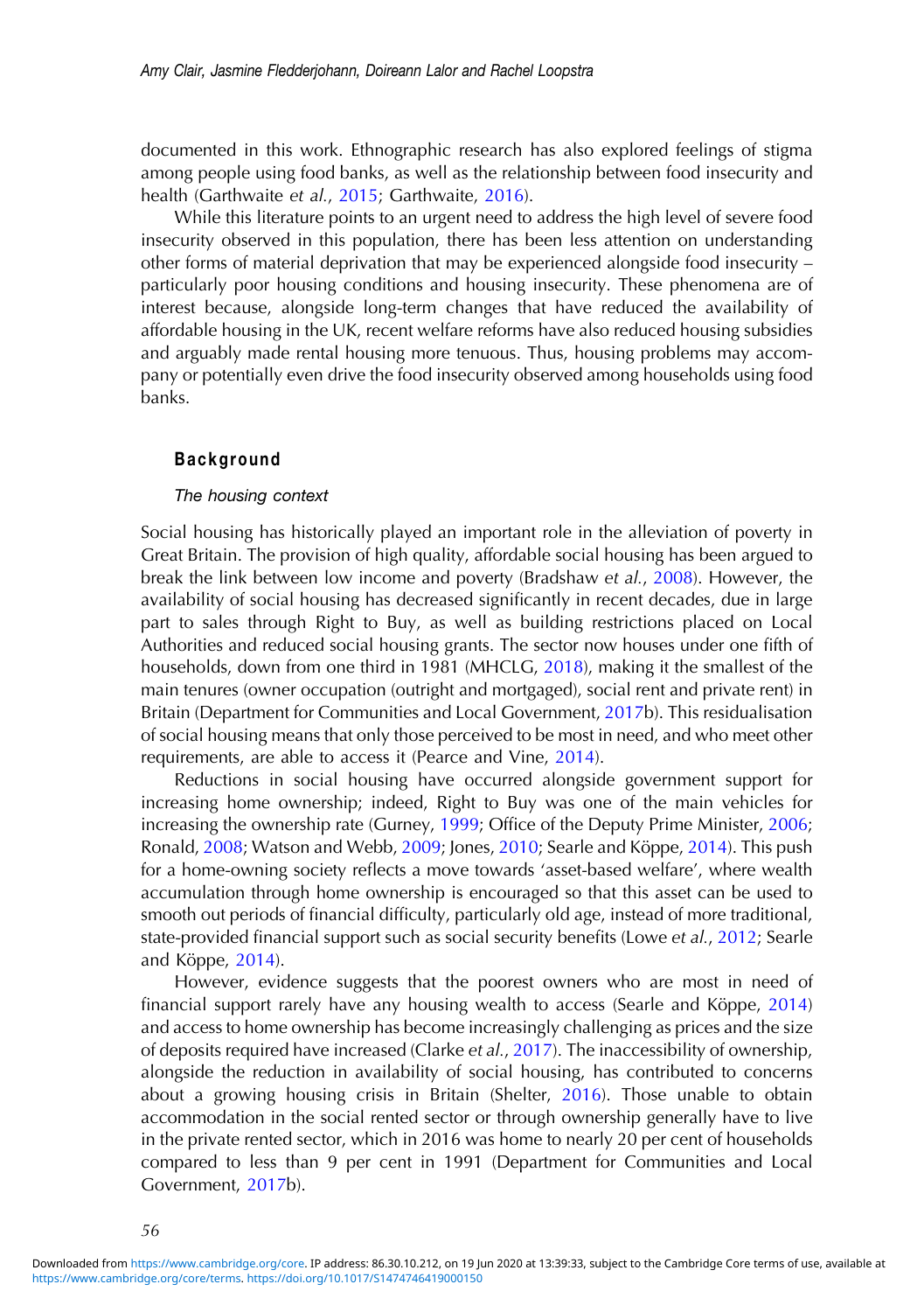documented in this work. Ethnographic research has also explored feelings of stigma among people using food banks, as well as the relationship between food insecurity and health (Garthwaite *et al.*, 2015; Garthwaite, 2016).

While this literature points to an urgent need to address the high level of severe food insecurity observed in this population, there has been less attention on understanding other forms of material deprivation that may be experienced alongside food insecurity – particularly poor housing conditions and housing insecurity. These phenomena are of interest because, alongside long-term changes that have reduced the availability of affordable housing in the UK, recent welfare reforms have also reduced housing subsidies and arguably made rental housing more tenuous. Thus, housing problems may accompany or potentially even drive the food insecurity observed among households using food banks.

## Background

### *The housing context*

Social housing has historically played an important role in the alleviation of poverty in Great Britain. The provision of high quality, affordable social housing has been argued to break the link between low income and poverty (Bradshaw *et al.*, 2008). However, the availability of social housing has decreased significantly in recent decades, due in large part to sales through Right to Buy, as well as building restrictions placed on Local Authorities and reduced social housing grants. The sector now houses under one fifth of households, down from one third in 1981 (MHCLG, 2018), making it the smallest of the main tenures (owner occupation (outright and mortgaged), social rent and private rent) in Britain (Department for Communities and Local Government, 2017b). This residualisation of social housing means that only those perceived to be most in need, and who meet other requirements, are able to access it (Pearce and Vine, 2014).

Reductions in social housing have occurred alongside government support for increasing home ownership; indeed, Right to Buy was one of the main vehicles for increasing the ownership rate (Gurney, 1999; Office of the Deputy Prime Minister, 2006; Ronald, 2008; Watson and Webb, 2009; Jones, 2010; Searle and Köppe, 2014). This push for a home-owning society reflects a move towards 'asset-based welfare', where wealth accumulation through home ownership is encouraged so that this asset can be used to smooth out periods of financial difficulty, particularly old age, instead of more traditional, state-provided financial support such as social security benefits (Lowe *et al.*, 2012; Searle and Köppe, 2014).

However, evidence suggests that the poorest owners who are most in need of financial support rarely have any housing wealth to access (Searle and Köppe, 2014) and access to home ownership has become increasingly challenging as prices and the size of deposits required have increased (Clarke *et al.*, 2017). The inaccessibility of ownership, alongside the reduction in availability of social housing, has contributed to concerns about a growing housing crisis in Britain (Shelter, 2016). Those unable to obtain accommodation in the social rented sector or through ownership generally have to live in the private rented sector, which in 2016 was home to nearly 20 per cent of households compared to less than 9 per cent in 1991 (Department for Communities and Local Government, 2017b).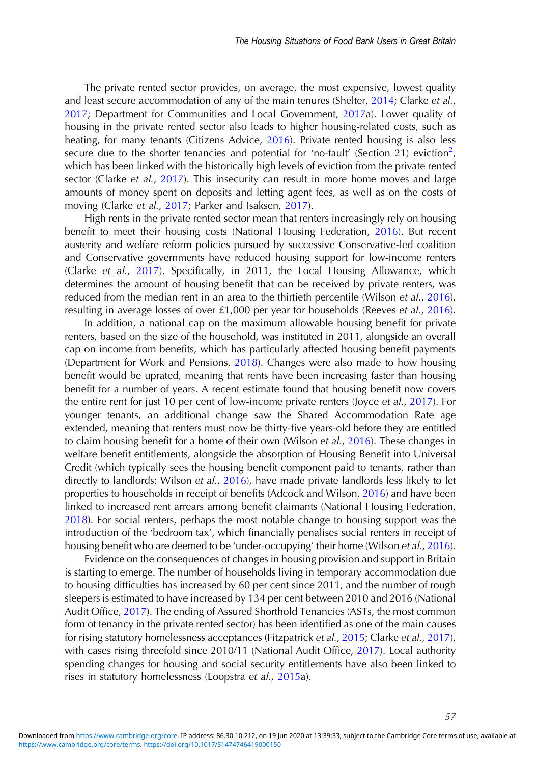The private rented sector provides, on average, the most expensive, lowest quality and least secure accommodation of any of the main tenures (Shelter, 2014; Clarke *et al.*, 2017; Department for Communities and Local Government, 2017a). Lower quality of housing in the private rented sector also leads to higher housing-related costs, such as heating, for many tenants (Citizens Advice, 2016). Private rented housing is also less secure due to the shorter tenancies and potential for 'no-fault' (Section 21) eviction[2], which has been linked with the historically high levels of eviction from the private rented sector (Clarke *et al.*, 2017). This insecurity can result in more home moves and large amounts of money spent on deposits and letting agent fees, as well as on the costs of moving (Clarke *et al.*, 2017; Parker and Isaksen, 2017).

High rents in the private rented sector mean that renters increasingly rely on housing benefit to meet their housing costs (National Housing Federation, 2016). But recent austerity and welfare reform policies pursued by successive Conservative-led coalition and Conservative governments have reduced housing support for low-income renters (Clarke *et al.*, 2017). Specifically, in 2011, the Local Housing Allowance, which determines the amount of housing benefit that can be received by private renters, was reduced from the median rent in an area to the thirtieth percentile (Wilson *et al.*, 2016), resulting in average losses of over £1,000 per year for households (Reeves *et al.*, 2016).

In addition, a national cap on the maximum allowable housing benefit for private renters, based on the size of the household, was instituted in 2011, alongside an overall cap on income from benefits, which has particularly affected housing benefit payments (Department for Work and Pensions, 2018). Changes were also made to how housing benefit would be uprated, meaning that rents have been increasing faster than housing benefit for a number of years. A recent estimate found that housing benefit now covers the entire rent for just 10 per cent of low-income private renters (Joyce *et al.*, 2017). For younger tenants, an additional change saw the Shared Accommodation Rate age extended, meaning that renters must now be thirty-five years-old before they are entitled to claim housing benefit for a home of their own (Wilson *et al.*, 2016). These changes in welfare benefit entitlements, alongside the absorption of Housing Benefit into Universal Credit (which typically sees the housing benefit component paid to tenants, rather than directly to landlords; Wilson *et al.*, 2016), have made private landlords less likely to let properties to households in receipt of benefits (Adcock and Wilson, 2016) and have been linked to increased rent arrears among benefit claimants (National Housing Federation, 2018). For social renters, perhaps the most notable change to housing support was the introduction of the 'bedroom tax', which financially penalises social renters in receipt of housing benefit who are deemed to be 'under-occupying' their home (Wilson *et al.*, 2016).

Evidence on the consequences of changes in housing provision and support in Britain is starting to emerge. The number of households living in temporary accommodation due to housing difficulties has increased by 60 per cent since 2011, and the number of rough sleepers is estimated to have increased by 134 per cent between 2010 and 2016 (National Audit Office, 2017). The ending of Assured Shorthold Tenancies (ASTs, the most common form of tenancy in the private rented sector) has been identified as one of the main causes for rising statutory homelessness acceptances (Fitzpatrick *et al.*, 2015; Clarke *et al.*, 2017), with cases rising threefold since 2010/11 (National Audit Office, 2017). Local authority spending changes for housing and social security entitlements have also been linked to rises in statutory homelessness (Loopstra *et al.*, 2015a).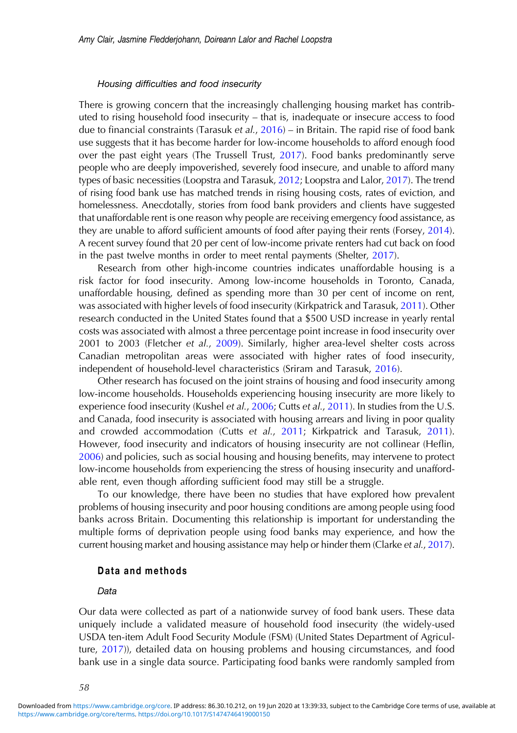### *Housing difficulties and food insecurity*

There is growing concern that the increasingly challenging housing market has contributed to rising household food insecurity – that is, inadequate or insecure access to food due to financial constraints (Tarasuk *et al.*, 2016) – in Britain. The rapid rise of food bank use suggests that it has become harder for low-income households to afford enough food over the past eight years (The Trussell Trust, 2017). Food banks predominantly serve people who are deeply impoverished, severely food insecure, and unable to afford many types of basic necessities (Loopstra and Tarasuk, 2012; Loopstra and Lalor, 2017). The trend of rising food bank use has matched trends in rising housing costs, rates of eviction, and homelessness. Anecdotally, stories from food bank providers and clients have suggested that unaffordable rent is one reason why people are receiving emergency food assistance, as they are unable to afford sufficient amounts of food after paying their rents (Forsey, 2014). A recent survey found that 20 per cent of low-income private renters had cut back on food in the past twelve months in order to meet rental payments (Shelter, 2017).

Research from other high-income countries indicates unaffordable housing is a risk factor for food insecurity. Among low-income households in Toronto, Canada, unaffordable housing, defined as spending more than 30 per cent of income on rent, was associated with higher levels of food insecurity (Kirkpatrick and Tarasuk, 2011). Other research conducted in the United States found that a $500 USD increase in yearly rental costs was associated with almost a three percentage point increase in food insecurity over 2001 to 2003 (Fletcher *et al.*, 2009). Similarly, higher area-level shelter costs across Canadian metropolitan areas were associated with higher rates of food insecurity, independent of household-level characteristics (Sriram and Tarasuk, 2016).

Other research has focused on the joint strains of housing and food insecurity among low-income households. Households experiencing housing insecurity are more likely to experience food insecurity (Kushel *et al.*, 2006; Cutts *et al.*, 2011). In studies from the U.S. and Canada, food insecurity is associated with housing arrears and living in poor quality and crowded accommodation (Cutts *et al.*, 2011; Kirkpatrick and Tarasuk, 2011). However, food insecurity and indicators of housing insecurity are not collinear (Heflin, 2006) and policies, such as social housing and housing benefits, may intervene to protect low-income households from experiencing the stress of housing insecurity and unaffordable rent, even though affording sufficient food may still be a struggle.

To our knowledge, there have been no studies that have explored how prevalent problems of housing insecurity and poor housing conditions are among people using food banks across Britain. Documenting this relationship is important for understanding the multiple forms of deprivation people using food banks may experience, and how the current housing market and housing assistance may help or hinder them (Clarke *et al.*, 2017).

## Data and methods

### *Data*

Our data were collected as part of a nationwide survey of food bank users. These data uniquely include a validated measure of household food insecurity (the widely-used USDA ten-item Adult Food Security Module (FSM) (United States Department of Agriculture, 2017)), detailed data on housing problems and housing circumstances, and food bank use in a single data source. Participating food banks were randomly sampled from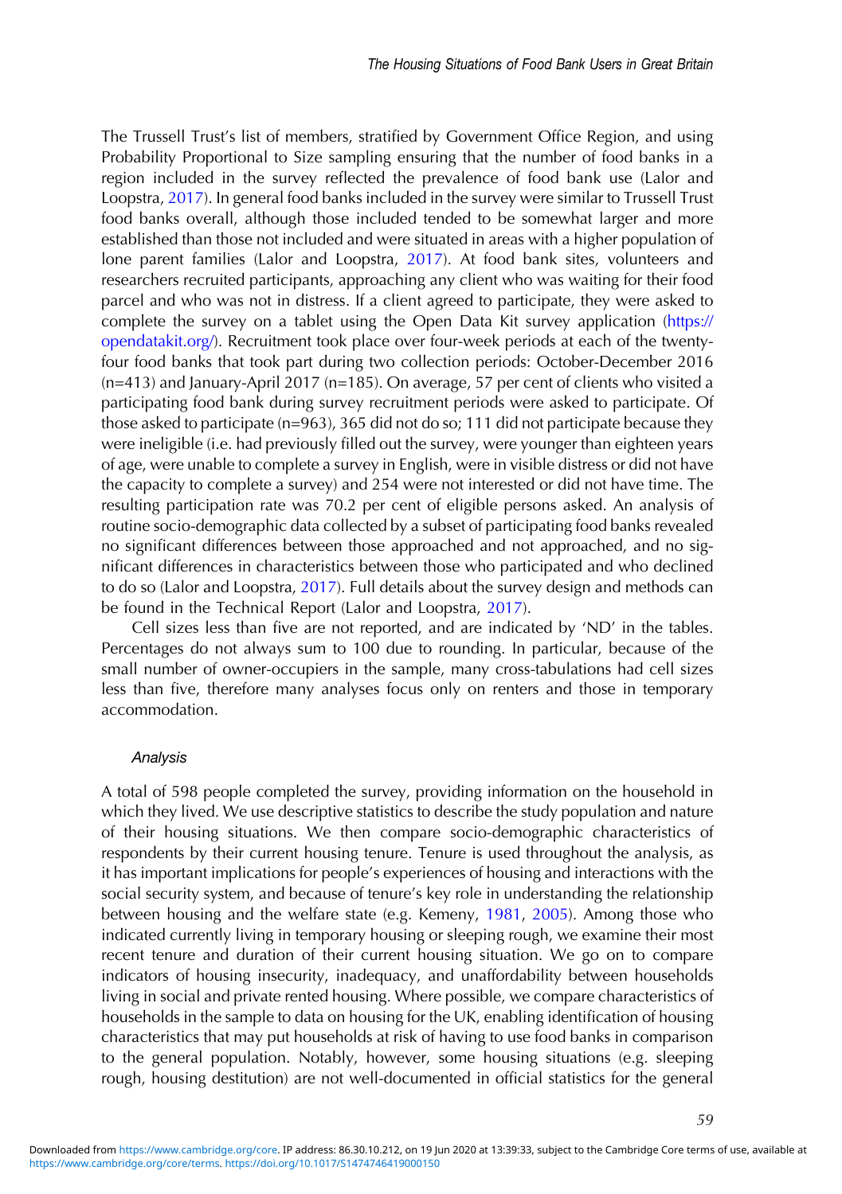The Trussell Trust's list of members, stratified by Government Office Region, and using Probability Proportional to Size sampling ensuring that the number of food banks in a region included in the survey reflected the prevalence of food bank use (Lalor and Loopstra, 2017). In general food banks included in the survey were similar to Trussell Trust food banks overall, although those included tended to be somewhat larger and more established than those not included and were situated in areas with a higher population of lone parent families (Lalor and Loopstra, 2017). At food bank sites, volunteers and researchers recruited participants, approaching any client who was waiting for their food parcel and who was not in distress. If a client agreed to participate, they were asked to complete the survey on a tablet using the Open Data Kit survey application (https://opendatakit.org/). Recruitment took place over four-week periods at each of the twenty-four food banks that took part during two collection periods: October-December 2016 (n=413) and January-April 2017 (n=185). On average, 57 per cent of clients who visited a participating food bank during survey recruitment periods were asked to participate. Of those asked to participate (n=963), 365 did not do so; 111 did not participate because they were ineligible (i.e. had previously filled out the survey, were younger than eighteen years of age, were unable to complete a survey in English, were in visible distress or did not have the capacity to complete a survey) and 254 were not interested or did not have time. The resulting participation rate was 70.2 per cent of eligible persons asked. An analysis of routine socio-demographic data collected by a subset of participating food banks revealed no significant differences between those approached and not approached, and no significant differences in characteristics between those who participated and who declined to do so (Lalor and Loopstra, 2017). Full details about the survey design and methods can be found in the Technical Report (Lalor and Loopstra, 2017).

Cell sizes less than five are not reported, and are indicated by 'ND' in the tables. Percentages do not always sum to 100 due to rounding. In particular, because of the small number of owner-occupiers in the sample, many cross-tabulations had cell sizes less than five, therefore many analyses focus only on renters and those in temporary accommodation.

### *Analysis*

A total of 598 people completed the survey, providing information on the household in which they lived. We use descriptive statistics to describe the study population and nature of their housing situations. We then compare socio-demographic characteristics of respondents by their current housing tenure. Tenure is used throughout the analysis, as it has important implications for people's experiences of housing and interactions with the social security system, and because of tenure's key role in understanding the relationship between housing and the welfare state (e.g. Kemeny, 1981, 2005). Among those who indicated currently living in temporary housing or sleeping rough, we examine their most recent tenure and duration of their current housing situation. We go on to compare indicators of housing insecurity, inadequacy, and unaffordability between households living in social and private rented housing. Where possible, we compare characteristics of households in the sample to data on housing for the UK, enabling identification of housing characteristics that may put households at risk of having to use food banks in comparison to the general population. Notably, however, some housing situations (e.g. sleeping rough, housing destitution) are not well-documented in official statistics for the general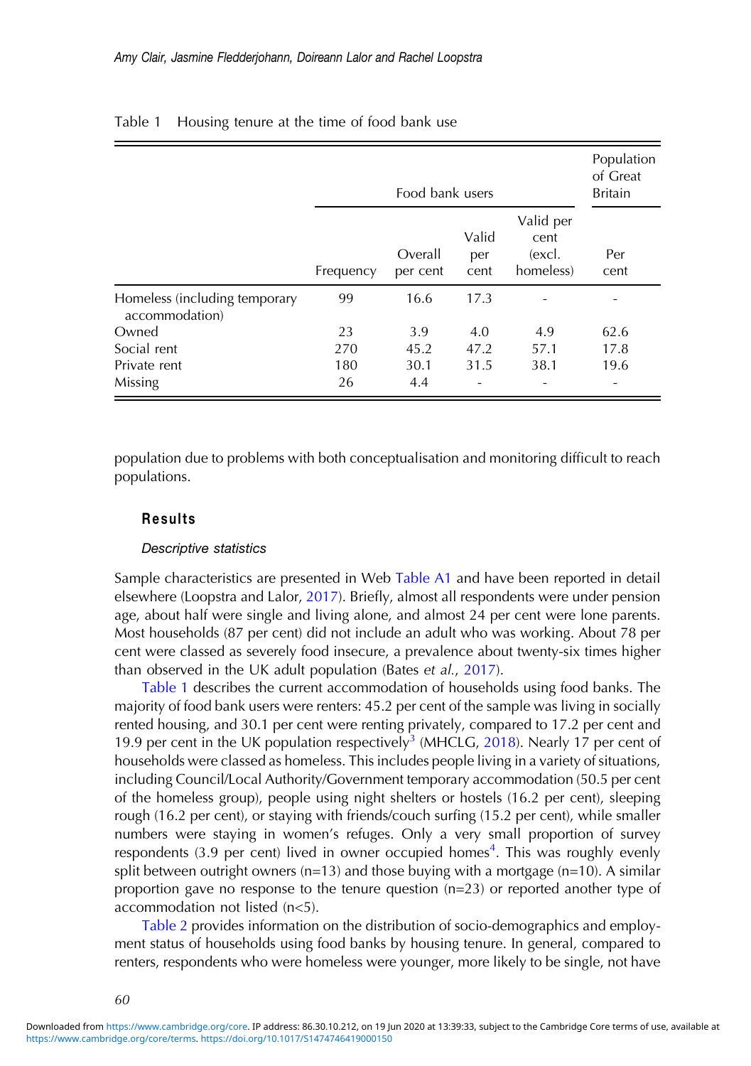Table 1 Housing tenure at the time of food bank use

| | Food bank users | | | | Population of Great Britain |
|---|---|---|---|---|---|
| | Frequency | Overall per cent | Valid per cent | Valid per cent (excl. homeless) | Per cent |
| Homeless (including temporary accommodation) | 99 | 16.6 | 17.3 | - | - |
| Owned | 23 | 3.9 | 4.0 | 4.9 | 62.6 |
| Social rent | 270 | 45.2 | 47.2 | 57.1 | 17.8 |
| Private rent | 180 | 30.1 | 31.5 | 38.1 | 19.6 |
| Missing | 26 | 4.4 | - | - | - |

population due to problems with both conceptualisation and monitoring difficult to reach populations.

## Results

### *Descriptive statistics*

Sample characteristics are presented in Web Table A1 and have been reported in detail elsewhere (Loopstra and Lalor, 2017). Briefly, almost all respondents were under pension age, about half were single and living alone, and almost 24 per cent were lone parents. Most households (87 per cent) did not include an adult who was working. About 78 per cent were classed as severely food insecure, a prevalence about twenty-six times higher than observed in the UK adult population (Bates *et al.*, 2017).

Table 1 describes the current accommodation of households using food banks. The majority of food bank users were renters: 45.2 per cent of the sample was living in socially rented housing, and 30.1 per cent were renting privately, compared to 17.2 per cent and 19.9 per cent in the UK population respectively[3] (MHCLG, 2018). Nearly 17 per cent of households were classed as homeless. This includes people living in a variety of situations, including Council/Local Authority/Government temporary accommodation (50.5 per cent of the homeless group), people using night shelters or hostels (16.2 per cent), sleeping rough (16.2 per cent), or staying with friends/couch surfing (15.2 per cent), while smaller numbers were staying in women's refuges. Only a very small proportion of survey respondents (3.9 per cent) lived in owner occupied homes[4]. This was roughly evenly split between outright owners (n=13) and those buying with a mortgage (n=10). A similar proportion gave no response to the tenure question (n=23) or reported another type of accommodation not listed (n<5).

Table 2 provides information on the distribution of socio-demographics and employment status of households using food banks by housing tenure. In general, compared to renters, respondents who were homeless were younger, more likely to be single, not have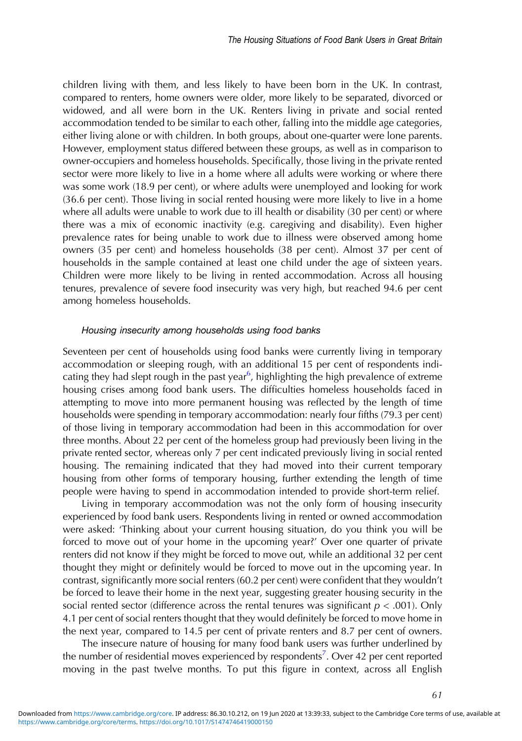children living with them, and less likely to have been born in the UK. In contrast, compared to renters, home owners were older, more likely to be separated, divorced or widowed, and all were born in the UK. Renters living in private and social rented accommodation tended to be similar to each other, falling into the middle age categories, either living alone or with children. In both groups, about one-quarter were lone parents. However, employment status differed between these groups, as well as in comparison to owner-occupiers and homeless households. Specifically, those living in the private rented sector were more likely to live in a home where all adults were working or where there was some work (18.9 per cent), or where adults were unemployed and looking for work (36.6 per cent). Those living in social rented housing were more likely to live in a home where all adults were unable to work due to ill health or disability (30 per cent) or where there was a mix of economic inactivity (e.g. caregiving and disability). Even higher prevalence rates for being unable to work due to illness were observed among home owners (35 per cent) and homeless households (38 per cent). Almost 37 per cent of households in the sample contained at least one child under the age of sixteen years. Children were more likely to be living in rented accommodation. Across all housing tenures, prevalence of severe food insecurity was very high, but reached 94.6 per cent among homeless households.

### *Housing insecurity among households using food banks*

Seventeen per cent of households using food banks were currently living in temporary accommodation or sleeping rough, with an additional 15 per cent of respondents indicating they had slept rough in the past year[6], highlighting the high prevalence of extreme housing crises among food bank users. The difficulties homeless households faced in attempting to move into more permanent housing was reflected by the length of time households were spending in temporary accommodation: nearly four fifths (79.3 per cent) of those living in temporary accommodation had been in this accommodation for over three months. About 22 per cent of the homeless group had previously been living in the private rented sector, whereas only 7 per cent indicated previously living in social rented housing. The remaining indicated that they had moved into their current temporary housing from other forms of temporary housing, further extending the length of time people were having to spend in accommodation intended to provide short-term relief.

Living in temporary accommodation was not the only form of housing insecurity experienced by food bank users. Respondents living in rented or owned accommodation were asked: 'Thinking about your current housing situation, do you think you will be forced to move out of your home in the upcoming year?' Over one quarter of private renters did not know if they might be forced to move out, while an additional 32 per cent thought they might or definitely would be forced to move out in the upcoming year. In contrast, significantly more social renters (60.2 per cent) were confident that they wouldn't be forced to leave their home in the next year, suggesting greater housing security in the social rented sector (difference across the rental tenures was significant $p < .001$). Only 4.1 per cent of social renters thought that they would definitely be forced to move home in the next year, compared to 14.5 per cent of private renters and 8.7 per cent of owners.

The insecure nature of housing for many food bank users was further underlined by the number of residential moves experienced by respondents[7]. Over 42 per cent reported moving in the past twelve months. To put this figure in context, across all English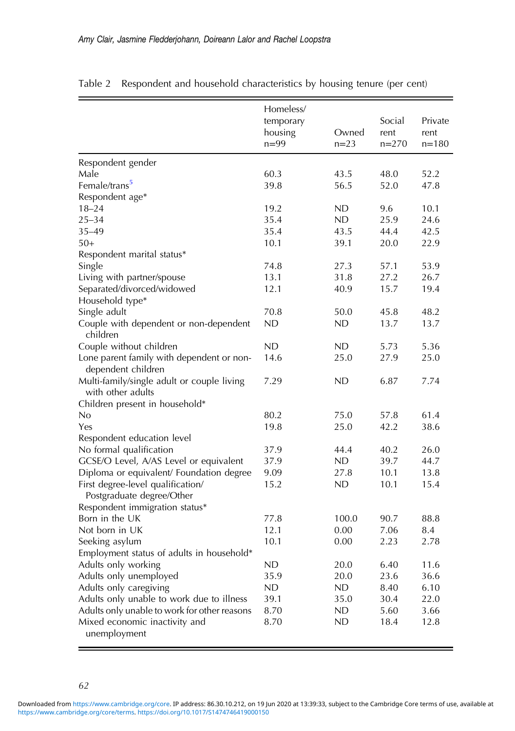Table 2 Respondent and household characteristics by housing tenure (per cent)

| | Homeless/ temporary housing n=99 | Owned n=23 | Social rent n=270 | Private rent n=180 |
|---|---|---|---|---|
| Respondent gender | | | | |
| Male | 60.3 | 43.5 | 48.0 | 52.2 |
| Female/trans[5] | 39.8 | 56.5 | 52.0 | 47.8 |
| Respondent age* | | | | |
| 18–24 | 19.2 | ND | 9.6 | 10.1 |
| 25–34 | 35.4 | ND | 25.9 | 24.6 |
| 35–49 | 35.4 | 43.5 | 44.4 | 42.5 |
| 50+ | 10.1 | 39.1 | 20.0 | 22.9 |
| Respondent marital status* | | | | |
| Single | 74.8 | 27.3 | 57.1 | 53.9 |
| Living with partner/spouse | 13.1 | 31.8 | 27.2 | 26.7 |
| Separated/divorced/widowed | 12.1 | 40.9 | 15.7 | 19.4 |
| Household type* | | | | |
| Single adult | 70.8 | 50.0 | 45.8 | 48.2 |
| Couple with dependent or non-dependent children | ND | ND | 13.7 | 13.7 |
| Couple without children | ND | ND | 5.73 | 5.36 |
| Lone parent family with dependent or non-dependent children | 14.6 | 25.0 | 27.9 | 25.0 |
| Multi-family/single adult or couple living with other adults | 7.29 | ND | 6.87 | 7.74 |
| Children present in household* | | | | |
| No | 80.2 | 75.0 | 57.8 | 61.4 |
| Yes | 19.8 | 25.0 | 42.2 | 38.6 |
| Respondent education level | | | | |
| No formal qualification | 37.9 | 44.4 | 40.2 | 26.0 |
| GCSE/O Level, A/AS Level or equivalent | 37.9 | ND | 39.7 | 44.7 |
| Diploma or equivalent/ Foundation degree | 9.09 | 27.8 | 10.1 | 13.8 |
| First degree-level qualification/ Postgraduate degree/Other | 15.2 | ND | 10.1 | 15.4 |
| Respondent immigration status* | | | | |
| Born in the UK | 77.8 | 100.0 | 90.7 | 88.8 |
| Not born in UK | 12.1 | 0.00 | 7.06 | 8.4 |
| Seeking asylum | 10.1 | 0.00 | 2.23 | 2.78 |
| Employment status of adults in household* | | | | |
| Adults only working | ND | 20.0 | 6.40 | 11.6 |
| Adults only unemployed | 35.9 | 20.0 | 23.6 | 36.6 |
| Adults only caregiving | ND | ND | 8.40 | 6.10 |
| Adults only unable to work due to illness | 39.1 | 35.0 | 30.4 | 22.0 |
| Adults only unable to work for other reasons | 8.70 | ND | 5.60 | 3.66 |
| Mixed economic inactivity and unemployment | 8.70 | ND | 18.4 | 12.8 |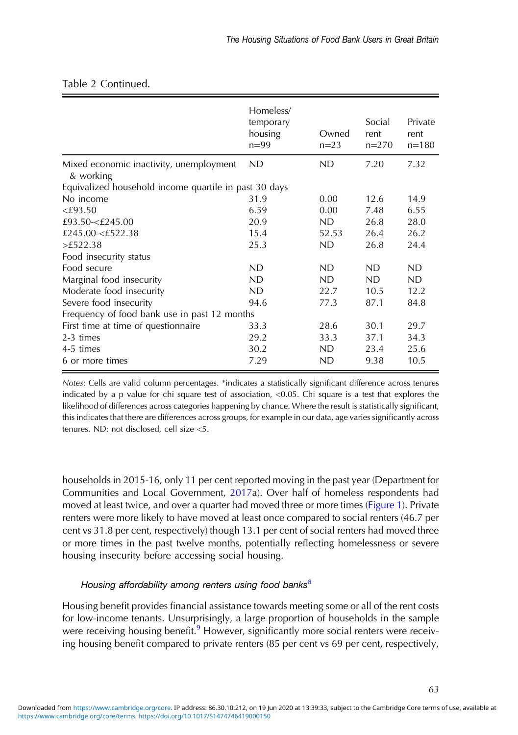Table 2 Continued.

| | Homeless/ temporary housing n=99 | Owned n=23 | Social rent n=270 | Private rent n=180 |
|---|---|---|---|---|
| Mixed economic inactivity, unemployment & working | ND | ND | 7.20 | 7.32 |
| Equivalized household income quartile in past 30 days | | | | |
| No income | 31.9 | 0.00 | 12.6 | 14.9 |
| <£93.50 | 6.59 | 0.00 | 7.48 | 6.55 |
| £93.50-<£245.00 | 20.9 | ND | 26.8 | 28.0 |
| £245.00-<£522.38 | 15.4 | 52.53 | 26.4 | 26.2 |
| >£522.38 | 25.3 | ND | 26.8 | 24.4 |
| Food insecurity status | | | | |
| Food secure | ND | ND | ND | ND |
| Marginal food insecurity | ND | ND | ND | ND |
| Moderate food insecurity | ND | 22.7 | 10.5 | 12.2 |
| Severe food insecurity | 94.6 | 77.3 | 87.1 | 84.8 |
| Frequency of food bank use in past 12 months | | | | |
| First time at time of questionnaire | 33.3 | 28.6 | 30.1 | 29.7 |
| 2-3 times | 29.2 | 33.3 | 37.1 | 34.3 |
| 4-5 times | 30.2 | ND | 23.4 | 25.6 |
| 6 or more times | 7.29 | ND | 9.38 | 10.5 |

*Notes*: Cells are valid column percentages. *indicates a statistically significant difference across tenures indicated by a p value for chi square test of association, <0.05. Chi square is a test that explores the likelihood of differences across categories happening by chance. Where the result is statistically significant, this indicates that there are differences across groups, for example in our data, age varies significantly across tenures. ND: not disclosed, cell size <5.

households in 2015-16, only 11 per cent reported moving in the past year (Department for Communities and Local Government, 2017a). Over half of homeless respondents had moved at least twice, and over a quarter had moved three or more times (Figure 1). Private renters were more likely to have moved at least once compared to social renters (46.7 per cent vs 31.8 per cent, respectively) though 13.1 per cent of social renters had moved three or more times in the past twelve months, potentially reflecting homelessness or severe housing insecurity before accessing social housing.

### *Housing affordability among renters using food banks*[8]

Housing benefit provides financial assistance towards meeting some or all of the rent costs for low-income tenants. Unsurprisingly, a large proportion of households in the sample were receiving housing benefit.[9] However, significantly more social renters were receiving housing benefit compared to private renters (85 per cent vs 69 per cent, respectively,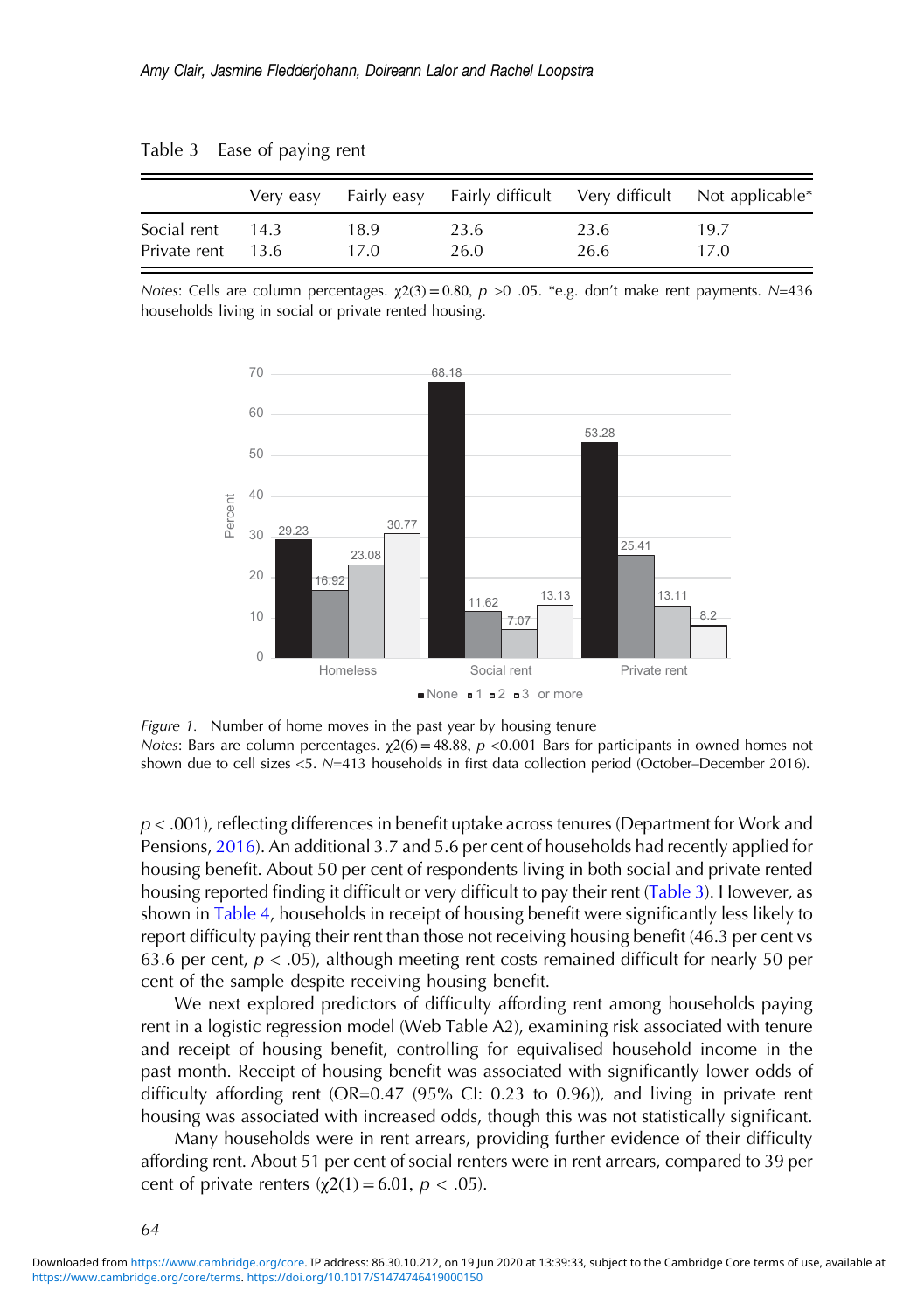Table 3 Ease of paying rent

| | Very easy | Fairly easy | Fairly difficult | Very difficult | Not applicable* |
|---|---|---|---|---|---|
| Social rent | 14.3 | 18.9 | 23.6 | 23.6 | 19.7 |
| Private rent | 13.6 | 17.0 | 26.0 | 26.6 | 17.0 |

*Notes*: Cells are column percentages. $\chi2(3) = 0.80$, $p > 0 .05$. *e.g. don't make rent payments. $N$=436 households living in social or private rented housing.

*Figure 1.* Number of home moves in the past year by housing tenure

*Notes*: Bars are column percentages. $\chi2(6) = 48.88$, $p < 0.001$ Bars for participants in owned homes not shown due to cell sizes <5. $N$=413 households in first data collection period (October–December 2016).

$p < .001$), reflecting differences in benefit uptake across tenures (Department for Work and Pensions, 2016). An additional 3.7 and 5.6 per cent of households had recently applied for housing benefit. About 50 per cent of respondents living in both social and private rented housing reported finding it difficult or very difficult to pay their rent (Table 3). However, as shown in Table 4, households in receipt of housing benefit were significantly less likely to report difficulty paying their rent than those not receiving housing benefit (46.3 per cent vs 63.6 per cent, $p < .05$), although meeting rent costs remained difficult for nearly 50 per cent of the sample despite receiving housing benefit.

We next explored predictors of difficulty affording rent among households paying rent in a logistic regression model (Web Table A2), examining risk associated with tenure and receipt of housing benefit, controlling for equivalised household income in the past month. Receipt of housing benefit was associated with significantly lower odds of difficulty affording rent (OR=0.47 (95% CI: 0.23 to 0.96)), and living in private rent housing was associated with increased odds, though this was not statistically significant.

Many households were in rent arrears, providing further evidence of their difficulty affording rent. About 51 per cent of social renters were in rent arrears, compared to 39 per cent of private renters ($\chi2(1) = 6.01$, $p < .05$).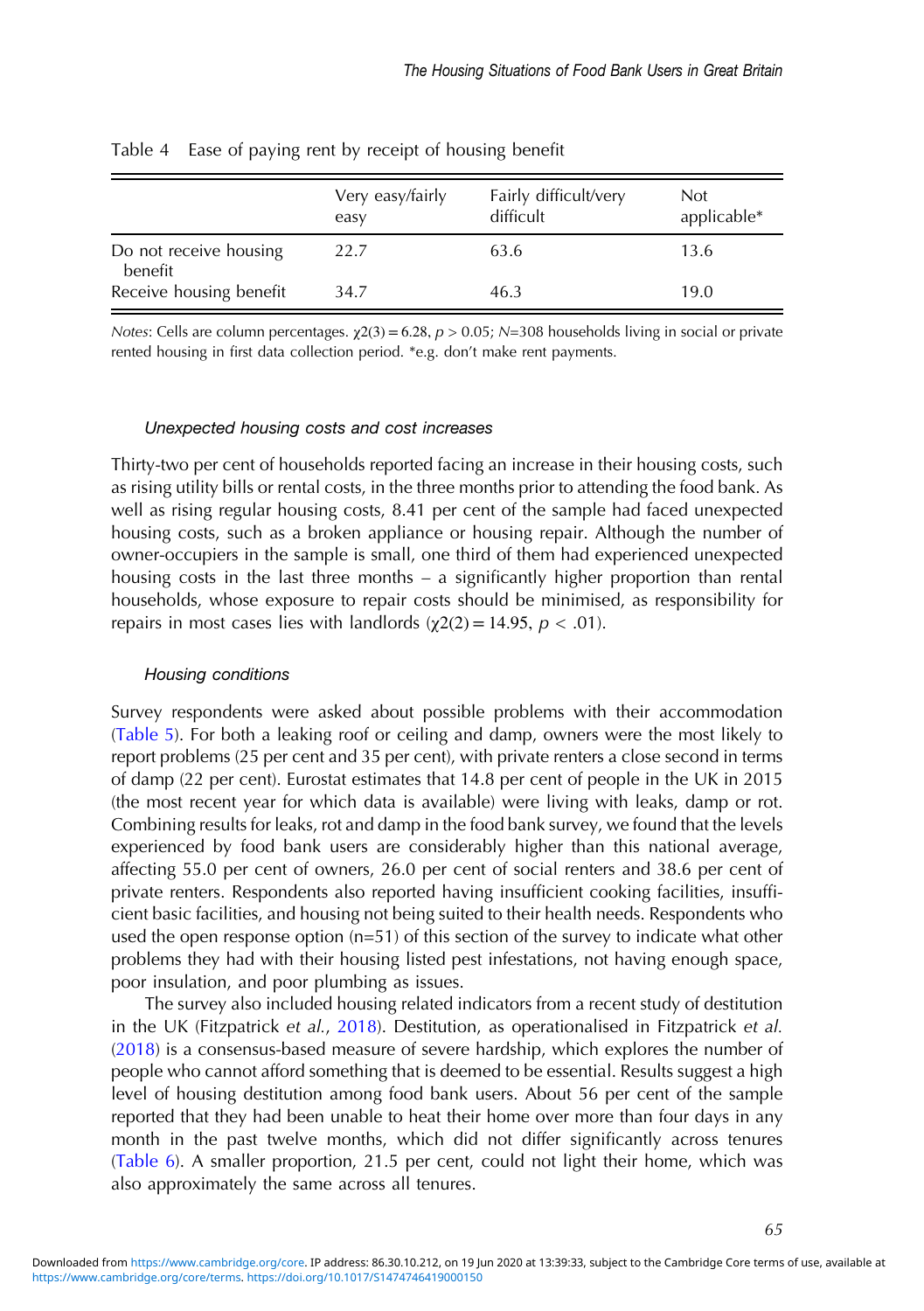Table 4 Ease of paying rent by receipt of housing benefit

| | Very easy/fairly easy | Fairly difficult/very difficult | Not applicable* |
|---|---|---|---|
| Do not receive housing benefit | 22.7 | 63.6 | 13.6 |
| Receive housing benefit | 34.7 | 46.3 | 19.0 |

*Notes*: Cells are column percentages. $\chi 2(3) = 6.28$, $p > 0.05$; $N$=308 households living in social or private rented housing in first data collection period. *e.g. don't make rent payments.

### *Unexpected housing costs and cost increases*

Thirty-two per cent of households reported facing an increase in their housing costs, such as rising utility bills or rental costs, in the three months prior to attending the food bank. As well as rising regular housing costs, 8.41 per cent of the sample had faced unexpected housing costs, such as a broken appliance or housing repair. Although the number of owner-occupiers in the sample is small, one third of them had experienced unexpected housing costs in the last three months – a significantly higher proportion than rental households, whose exposure to repair costs should be minimised, as responsibility for repairs in most cases lies with landlords ($\chi 2(2) = 14.95$, $p < .01$).

### *Housing conditions*

Survey respondents were asked about possible problems with their accommodation (Table 5). For both a leaking roof or ceiling and damp, owners were the most likely to report problems (25 per cent and 35 per cent), with private renters a close second in terms of damp (22 per cent). Eurostat estimates that 14.8 per cent of people in the UK in 2015 (the most recent year for which data is available) were living with leaks, damp or rot. Combining results for leaks, rot and damp in the food bank survey, we found that the levels experienced by food bank users are considerably higher than this national average, affecting 55.0 per cent of owners, 26.0 per cent of social renters and 38.6 per cent of private renters. Respondents also reported having insufficient cooking facilities, insufficient basic facilities, and housing not being suited to their health needs. Respondents who used the open response option (n=51) of this section of the survey to indicate what other problems they had with their housing listed pest infestations, not having enough space, poor insulation, and poor plumbing as issues.

The survey also included housing related indicators from a recent study of destitution in the UK (Fitzpatrick *et al.*, 2018). Destitution, as operationalised in Fitzpatrick *et al.* (2018) is a consensus-based measure of severe hardship, which explores the number of people who cannot afford something that is deemed to be essential. Results suggest a high level of housing destitution among food bank users. About 56 per cent of the sample reported that they had been unable to heat their home over more than four days in any month in the past twelve months, which did not differ significantly across tenures (Table 6). A smaller proportion, 21.5 per cent, could not light their home, which was also approximately the same across all tenures.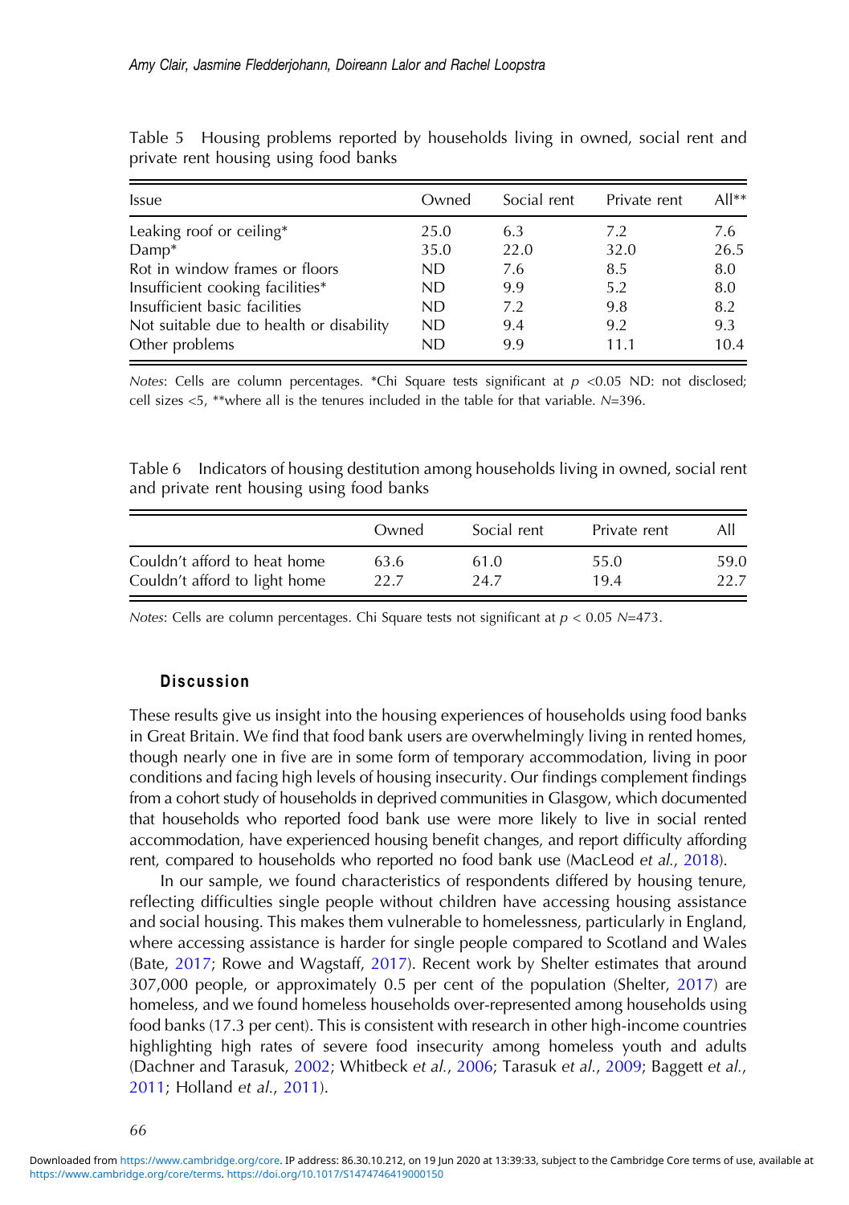Table 5 Housing problems reported by households living in owned, social rent and private rent housing using food banks

| Issue | Owned | Social rent | Private rent | All** |
|---|---|---|---|---|
| Leaking roof or ceiling* | 25.0 | 6.3 | 7.2 | 7.6 |
| Damp* | 35.0 | 22.0 | 32.0 | 26.5 |
| Rot in window frames or floors | ND | 7.6 | 8.5 | 8.0 |
| Insufficient cooking facilities* | ND | 9.9 | 5.2 | 8.0 |
| Insufficient basic facilities | ND | 7.2 | 9.8 | 8.2 |
| Not suitable due to health or disability | ND | 9.4 | 9.2 | 9.3 |
| Other problems | ND | 9.9 | 11.1 | 10.4 |

*Notes*: Cells are column percentages. *Chi Square tests significant at $p$ <0.05 ND: not disclosed; cell sizes <5, **where all is the tenures included in the table for that variable. $N$=396.

Table 6 Indicators of housing destitution among households living in owned, social rent and private rent housing using food banks

| | Owned | Social rent | Private rent | All |
|---|---|---|---|---|
| Couldn't afford to heat home | 63.6 | 61.0 | 55.0 | 59.0 |
| Couldn't afford to light home | 22.7 | 24.7 | 19.4 | 22.7 |

*Notes*: Cells are column percentages. Chi Square tests not significant at $p < 0.05$ $N$=473.

## Discussion

These results give us insight into the housing experiences of households using food banks in Great Britain. We find that food bank users are overwhelmingly living in rented homes, though nearly one in five are in some form of temporary accommodation, living in poor conditions and facing high levels of housing insecurity. Our findings complement findings from a cohort study of households in deprived communities in Glasgow, which documented that households who reported food bank use were more likely to live in social rented accommodation, have experienced housing benefit changes, and report difficulty affording rent, compared to households who reported no food bank use (MacLeod *et al.*, 2018).

In our sample, we found characteristics of respondents differed by housing tenure, reflecting difficulties single people without children have accessing housing assistance and social housing. This makes them vulnerable to homelessness, particularly in England, where accessing assistance is harder for single people compared to Scotland and Wales (Bate, 2017; Rowe and Wagstaff, 2017). Recent work by Shelter estimates that around 307,000 people, or approximately 0.5 per cent of the population (Shelter, 2017) are homeless, and we found homeless households over-represented among households using food banks (17.3 per cent). This is consistent with research in other high-income countries highlighting high rates of severe food insecurity among homeless youth and adults (Dachner and Tarasuk, 2002; Whitbeck *et al.*, 2006; Tarasuk *et al.*, 2009; Baggett *et al.*, 2011; Holland *et al.*, 2011).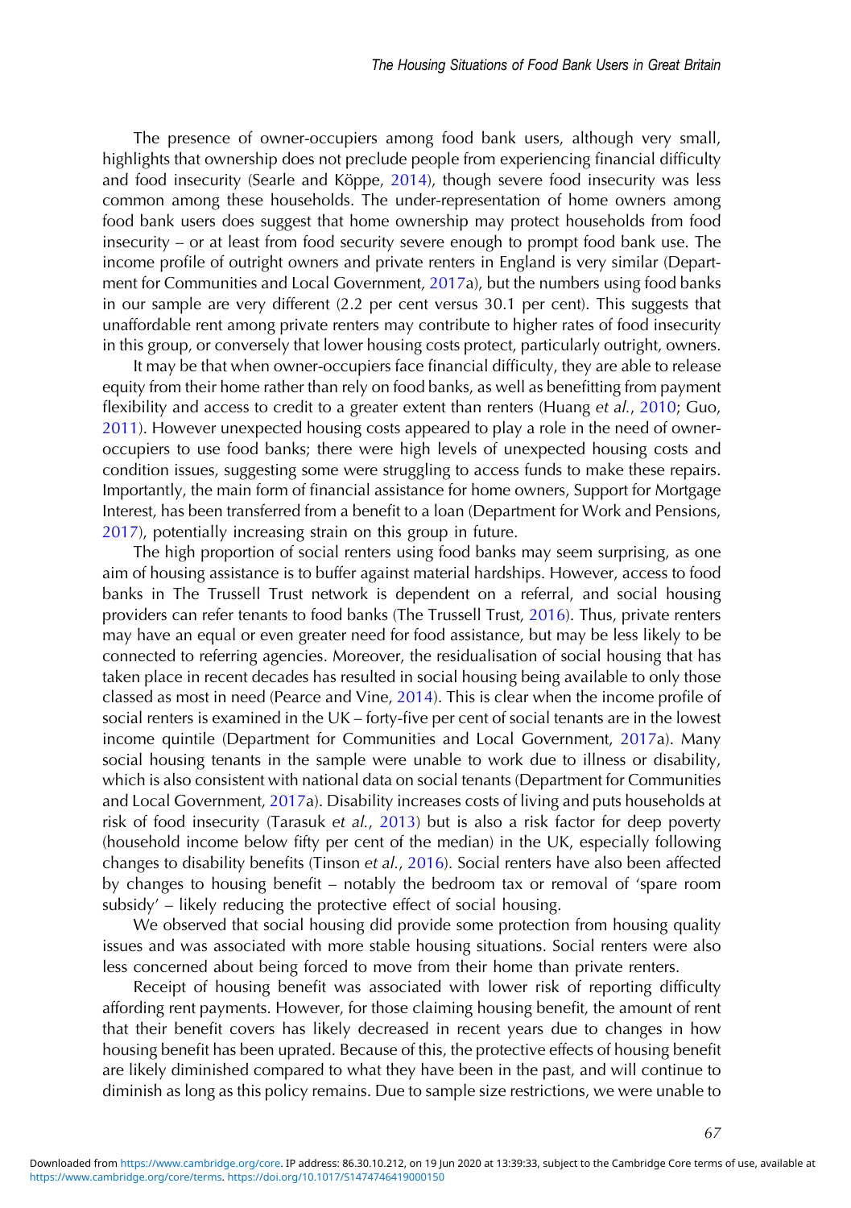The presence of owner-occupiers among food bank users, although very small, highlights that ownership does not preclude people from experiencing financial difficulty and food insecurity (Searle and Köppe, 2014), though severe food insecurity was less common among these households. The under-representation of home owners among food bank users does suggest that home ownership may protect households from food insecurity – or at least from food security severe enough to prompt food bank use. The income profile of outright owners and private renters in England is very similar (Department for Communities and Local Government, 2017a), but the numbers using food banks in our sample are very different (2.2 per cent versus 30.1 per cent). This suggests that unaffordable rent among private renters may contribute to higher rates of food insecurity in this group, or conversely that lower housing costs protect, particularly outright, owners.

It may be that when owner-occupiers face financial difficulty, they are able to release equity from their home rather than rely on food banks, as well as benefitting from payment flexibility and access to credit to a greater extent than renters (Huang *et al.*, 2010; Guo, 2011). However unexpected housing costs appeared to play a role in the need of owner-occupiers to use food banks; there were high levels of unexpected housing costs and condition issues, suggesting some were struggling to access funds to make these repairs. Importantly, the main form of financial assistance for home owners, Support for Mortgage Interest, has been transferred from a benefit to a loan (Department for Work and Pensions, 2017), potentially increasing strain on this group in future.

The high proportion of social renters using food banks may seem surprising, as one aim of housing assistance is to buffer against material hardships. However, access to food banks in The Trussell Trust network is dependent on a referral, and social housing providers can refer tenants to food banks (The Trussell Trust, 2016). Thus, private renters may have an equal or even greater need for food assistance, but may be less likely to be connected to referring agencies. Moreover, the residualisation of social housing that has taken place in recent decades has resulted in social housing being available to only those classed as most in need (Pearce and Vine, 2014). This is clear when the income profile of social renters is examined in the UK – forty-five per cent of social tenants are in the lowest income quintile (Department for Communities and Local Government, 2017a). Many social housing tenants in the sample were unable to work due to illness or disability, which is also consistent with national data on social tenants (Department for Communities and Local Government, 2017a). Disability increases costs of living and puts households at risk of food insecurity (Tarasuk *et al.*, 2013) but is also a risk factor for deep poverty (household income below fifty per cent of the median) in the UK, especially following changes to disability benefits (Tinson *et al.*, 2016). Social renters have also been affected by changes to housing benefit – notably the bedroom tax or removal of 'spare room subsidy' – likely reducing the protective effect of social housing.

We observed that social housing did provide some protection from housing quality issues and was associated with more stable housing situations. Social renters were also less concerned about being forced to move from their home than private renters.

Receipt of housing benefit was associated with lower risk of reporting difficulty affording rent payments. However, for those claiming housing benefit, the amount of rent that their benefit covers has likely decreased in recent years due to changes in how housing benefit has been uprated. Because of this, the protective effects of housing benefit are likely diminished compared to what they have been in the past, and will continue to diminish as long as this policy remains. Due to sample size restrictions, we were unable to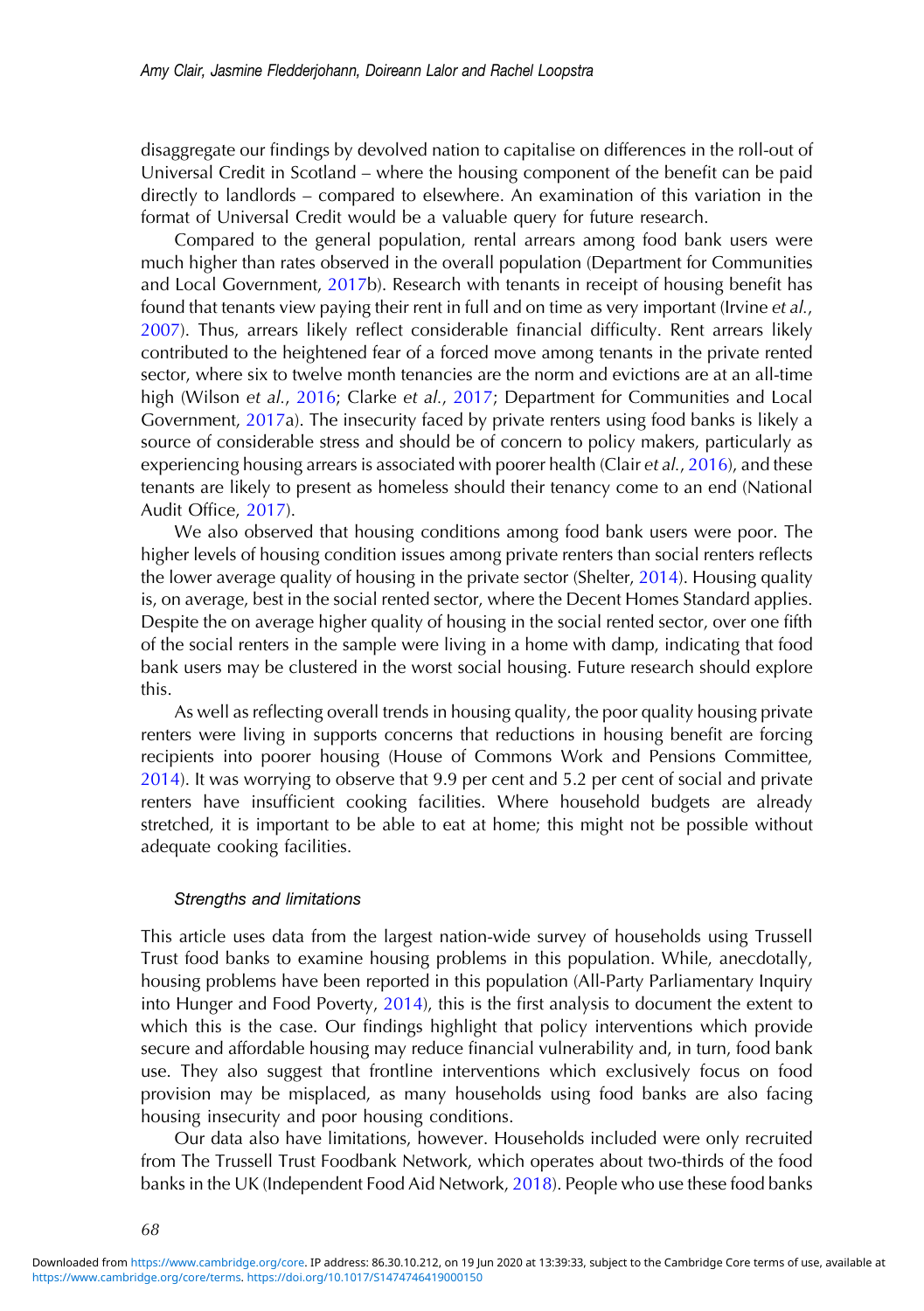disaggregate our findings by devolved nation to capitalise on differences in the roll-out of Universal Credit in Scotland – where the housing component of the benefit can be paid directly to landlords – compared to elsewhere. An examination of this variation in the format of Universal Credit would be a valuable query for future research.

Compared to the general population, rental arrears among food bank users were much higher than rates observed in the overall population (Department for Communities and Local Government, 2017b). Research with tenants in receipt of housing benefit has found that tenants view paying their rent in full and on time as very important (Irvine *et al.*, 2007). Thus, arrears likely reflect considerable financial difficulty. Rent arrears likely contributed to the heightened fear of a forced move among tenants in the private rented sector, where six to twelve month tenancies are the norm and evictions are at an all-time high (Wilson *et al.*, 2016; Clarke *et al.*, 2017; Department for Communities and Local Government, 2017a). The insecurity faced by private renters using food banks is likely a source of considerable stress and should be of concern to policy makers, particularly as experiencing housing arrears is associated with poorer health (Clair *et al.*, 2016), and these tenants are likely to present as homeless should their tenancy come to an end (National Audit Office, 2017).

We also observed that housing conditions among food bank users were poor. The higher levels of housing condition issues among private renters than social renters reflects the lower average quality of housing in the private sector (Shelter, 2014). Housing quality is, on average, best in the social rented sector, where the Decent Homes Standard applies. Despite the on average higher quality of housing in the social rented sector, over one fifth of the social renters in the sample were living in a home with damp, indicating that food bank users may be clustered in the worst social housing. Future research should explore this.

As well as reflecting overall trends in housing quality, the poor quality housing private renters were living in supports concerns that reductions in housing benefit are forcing recipients into poorer housing (House of Commons Work and Pensions Committee, 2014). It was worrying to observe that 9.9 per cent and 5.2 per cent of social and private renters have insufficient cooking facilities. Where household budgets are already stretched, it is important to be able to eat at home; this might not be possible without adequate cooking facilities.

### *Strengths and limitations*

This article uses data from the largest nation-wide survey of households using Trussell Trust food banks to examine housing problems in this population. While, anecdotally, housing problems have been reported in this population (All-Party Parliamentary Inquiry into Hunger and Food Poverty, 2014), this is the first analysis to document the extent to which this is the case. Our findings highlight that policy interventions which provide secure and affordable housing may reduce financial vulnerability and, in turn, food bank use. They also suggest that frontline interventions which exclusively focus on food provision may be misplaced, as many households using food banks are also facing housing insecurity and poor housing conditions.

Our data also have limitations, however. Households included were only recruited from The Trussell Trust Foodbank Network, which operates about two-thirds of the food banks in the UK (Independent Food Aid Network, 2018). People who use these food banks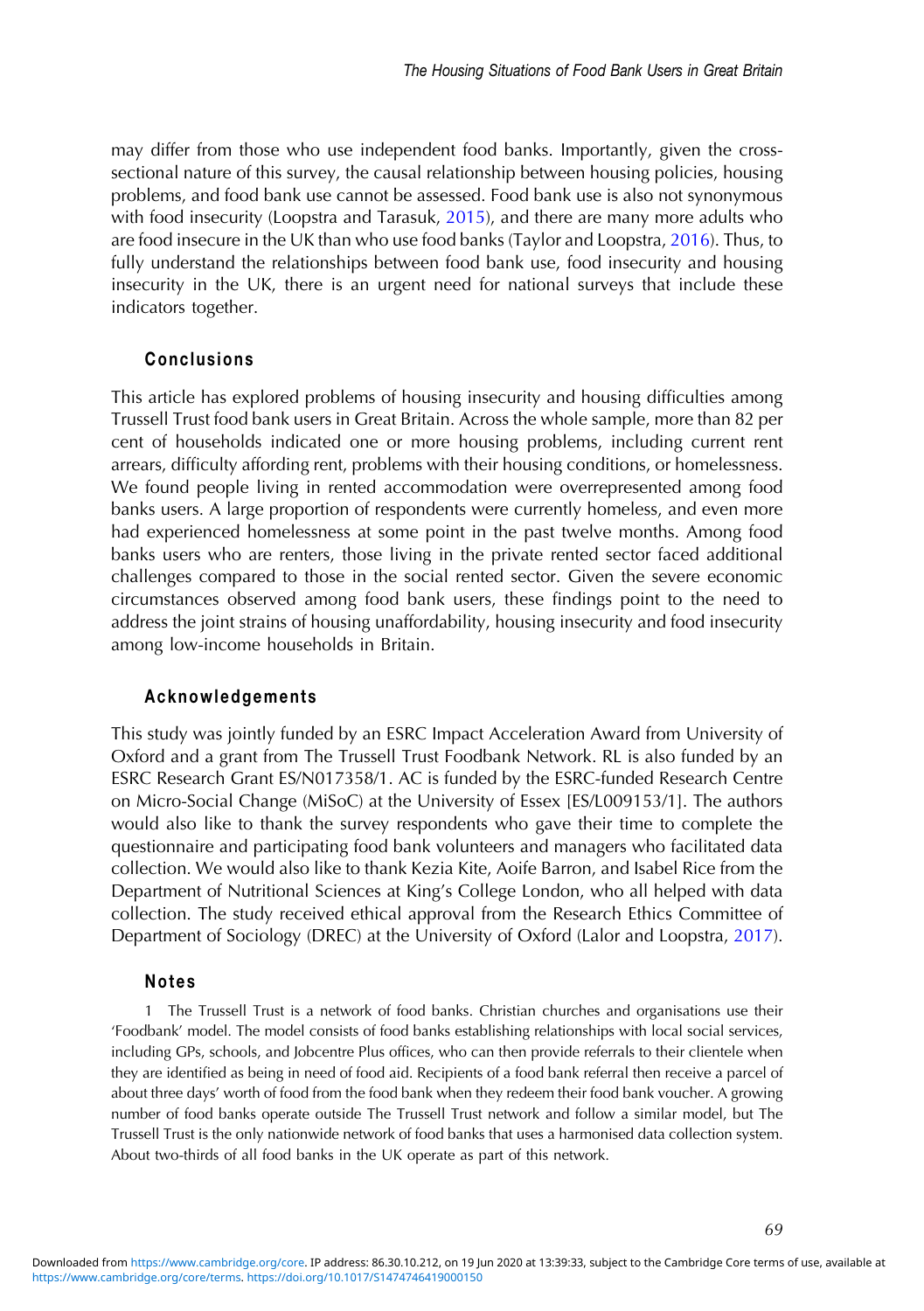may differ from those who use independent food banks. Importantly, given the cross-sectional nature of this survey, the causal relationship between housing policies, housing problems, and food bank use cannot be assessed. Food bank use is also not synonymous with food insecurity (Loopstra and Tarasuk, 2015), and there are many more adults who are food insecure in the UK than who use food banks (Taylor and Loopstra, 2016). Thus, to fully understand the relationships between food bank use, food insecurity and housing insecurity in the UK, there is an urgent need for national surveys that include these indicators together.

## Conclusions

This article has explored problems of housing insecurity and housing difficulties among Trussell Trust food bank users in Great Britain. Across the whole sample, more than 82 per cent of households indicated one or more housing problems, including current rent arrears, difficulty affording rent, problems with their housing conditions, or homelessness. We found people living in rented accommodation were overrepresented among food banks users. A large proportion of respondents were currently homeless, and even more had experienced homelessness at some point in the past twelve months. Among food banks users who are renters, those living in the private rented sector faced additional challenges compared to those in the social rented sector. Given the severe economic circumstances observed among food bank users, these findings point to the need to address the joint strains of housing unaffordability, housing insecurity and food insecurity among low-income households in Britain.

## Acknowledgements

This study was jointly funded by an ESRC Impact Acceleration Award from University of Oxford and a grant from The Trussell Trust Foodbank Network. RL is also funded by an ESRC Research Grant ES/N017358/1. AC is funded by the ESRC-funded Research Centre on Micro-Social Change (MiSoC) at the University of Essex [ES/L009153/1]. The authors would also like to thank the survey respondents who gave their time to complete the questionnaire and participating food bank volunteers and managers who facilitated data collection. We would also like to thank Kezia Kite, Aoife Barron, and Isabel Rice from the Department of Nutritional Sciences at King's College London, who all helped with data collection. The study received ethical approval from the Research Ethics Committee of Department of Sociology (DREC) at the University of Oxford (Lalor and Loopstra, 2017).

## Notes

1 The Trussell Trust is a network of food banks. Christian churches and organisations use their 'Foodbank' model. The model consists of food banks establishing relationships with local social services, including GPs, schools, and Jobcentre Plus offices, who can then provide referrals to their clientele when they are identified as being in need of food aid. Recipients of a food bank referral then receive a parcel of about three days' worth of food from the food bank when they redeem their food bank voucher. A growing number of food banks operate outside The Trussell Trust network and follow a similar model, but The Trussell Trust is the only nationwide network of food banks that uses a harmonised data collection system. About two-thirds of all food banks in the UK operate as part of this network.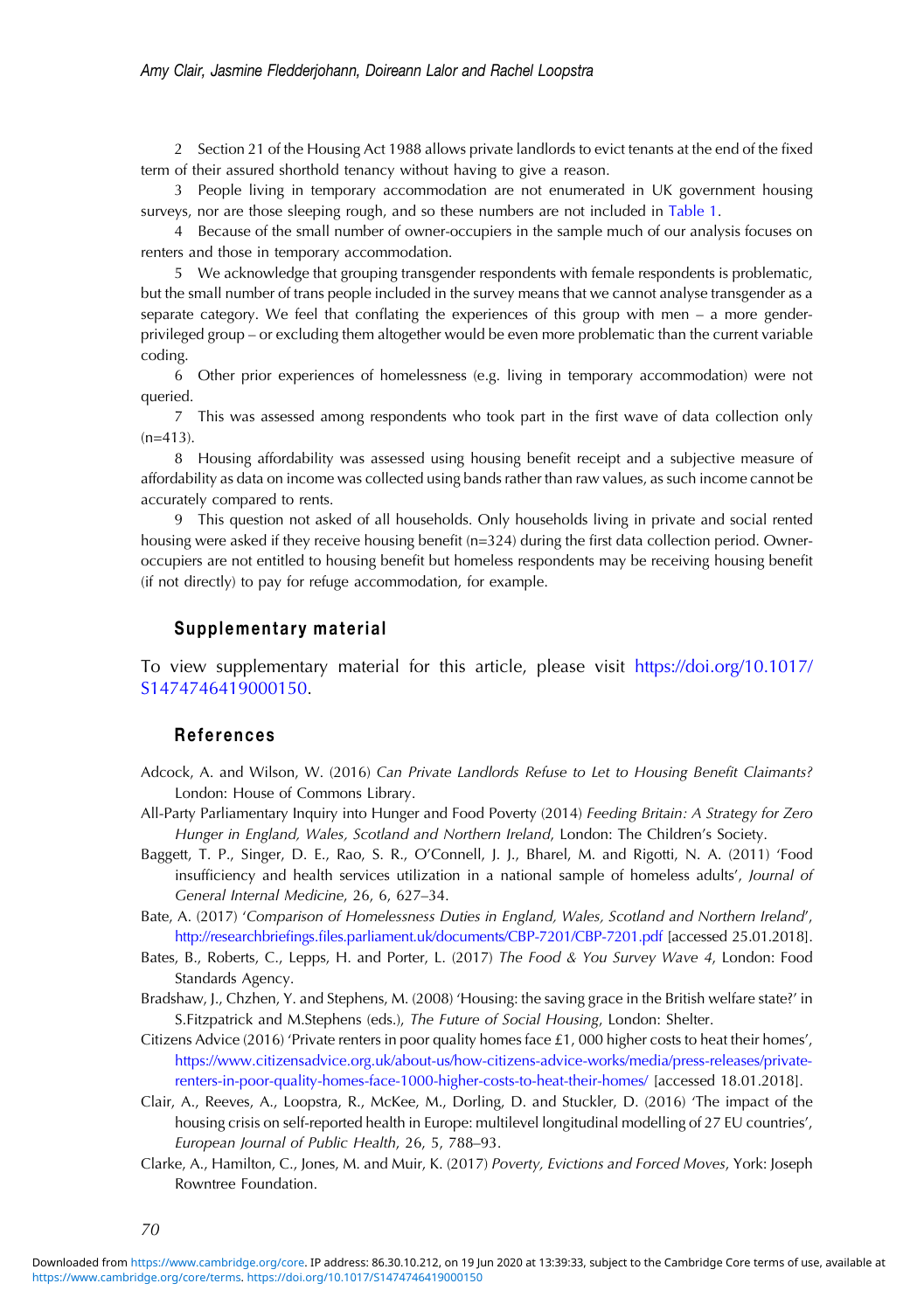2 Section 21 of the Housing Act 1988 allows private landlords to evict tenants at the end of the fixed term of their assured shorthold tenancy without having to give a reason.

3 People living in temporary accommodation are not enumerated in UK government housing surveys, nor are those sleeping rough, and so these numbers are not included in Table 1.

4 Because of the small number of owner-occupiers in the sample much of our analysis focuses on renters and those in temporary accommodation.

5 We acknowledge that grouping transgender respondents with female respondents is problematic, but the small number of trans people included in the survey means that we cannot analyse transgender as a separate category. We feel that conflating the experiences of this group with men – a more gender-privileged group – or excluding them altogether would be even more problematic than the current variable coding.

6 Other prior experiences of homelessness (e.g. living in temporary accommodation) were not queried.

7 This was assessed among respondents who took part in the first wave of data collection only (n=413).

8 Housing affordability was assessed using housing benefit receipt and a subjective measure of affordability as data on income was collected using bands rather than raw values, as such income cannot be accurately compared to rents.

9 This question not asked of all households. Only households living in private and social rented housing were asked if they receive housing benefit (n=324) during the first data collection period. Owner-occupiers are not entitled to housing benefit but homeless respondents may be receiving housing benefit (if not directly) to pay for refuge accommodation, for example.

## Supplementary material

To view supplementary material for this article, please visit https://doi.org/10.1017/S1474746419000150.

## References

Adcock, A. and Wilson, W. (2016) *Can Private Landlords Refuse to Let to Housing Benefit Claimants?* London: House of Commons Library.

All-Party Parliamentary Inquiry into Hunger and Food Poverty (2014) *Feeding Britain: A Strategy for Zero Hunger in England, Wales, Scotland and Northern Ireland*, London: The Children's Society.

Baggett, T. P., Singer, D. E., Rao, S. R., O'Connell, J. J., Bharel, M. and Rigotti, N. A. (2011) 'Food insufficiency and health services utilization in a national sample of homeless adults', *Journal of General Internal Medicine*, 26, 6, 627–34.

Bate, A. (2017) '*Comparison of Homelessness Duties in England, Wales, Scotland and Northern Ireland*', http://researchbriefings.files.parliament.uk/documents/CBP-7201/CBP-7201.pdf [accessed 25.01.2018].

Bates, B., Roberts, C., Lepps, H. and Porter, L. (2017) *The Food & You Survey Wave 4*, London: Food Standards Agency.

Bradshaw, J., Chzhen, Y. and Stephens, M. (2008) 'Housing: the saving grace in the British welfare state?' in S.Fitzpatrick and M.Stephens (eds.), *The Future of Social Housing*, London: Shelter.

Citizens Advice (2016) 'Private renters in poor quality homes face £1, 000 higher costs to heat their homes', https://www.citizensadvice.org.uk/about-us/how-citizens-advice-works/media/press-releases/private-renters-in-poor-quality-homes-face-1000-higher-costs-to-heat-their-homes/ [accessed 18.01.2018].

Clair, A., Reeves, A., Loopstra, R., McKee, M., Dorling, D. and Stuckler, D. (2016) 'The impact of the housing crisis on self-reported health in Europe: multilevel longitudinal modelling of 27 EU countries', *European Journal of Public Health*, 26, 5, 788–93.

Clarke, A., Hamilton, C., Jones, M. and Muir, K. (2017) *Poverty, Evictions and Forced Moves*, York: Joseph Rowntree Foundation.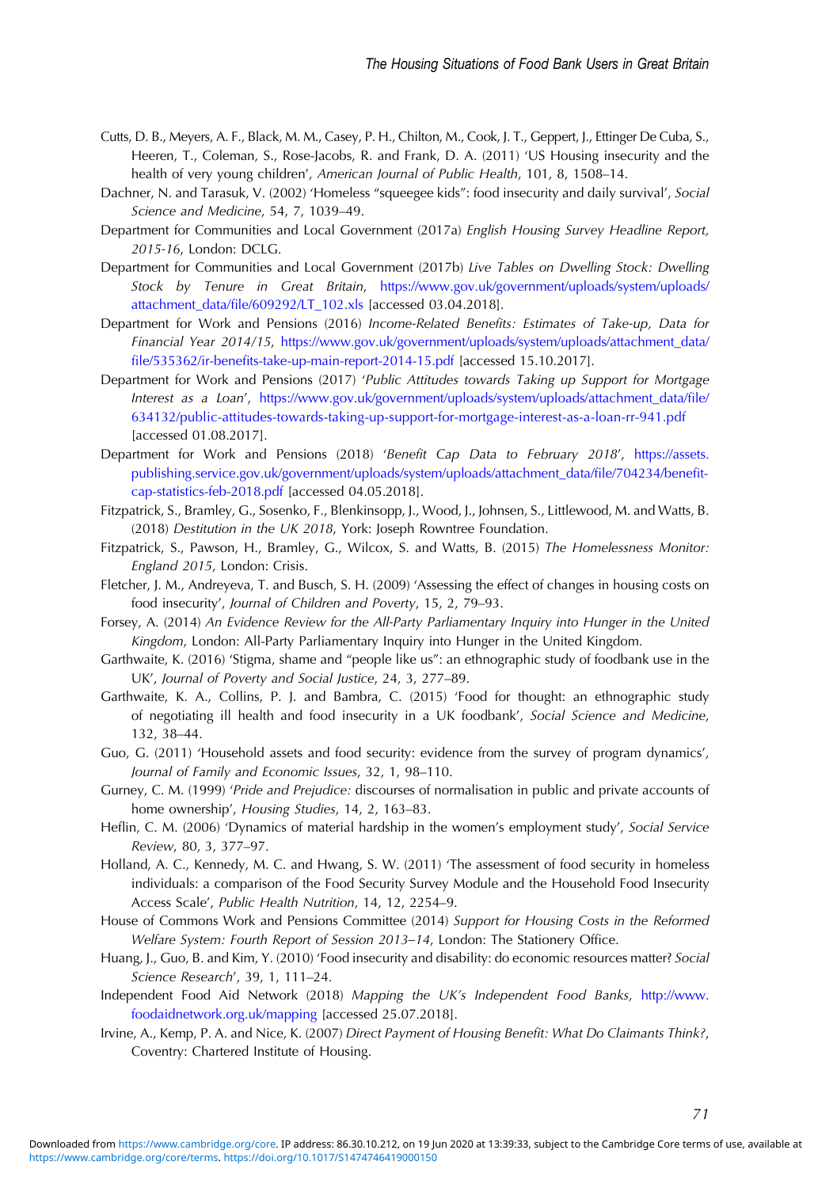Cutts, D. B., Meyers, A. F., Black, M. M., Casey, P. H., Chilton, M., Cook, J. T., Geppert, J., Ettinger De Cuba, S., Heeren, T., Coleman, S., Rose-Jacobs, R. and Frank, D. A. (2011) 'US Housing insecurity and the health of very young children', *American Journal of Public Health*, 101, 8, 1508–14.

Dachner, N. and Tarasuk, V. (2002) 'Homeless "squeegee kids": food insecurity and daily survival', *Social Science and Medicine*, 54, 7, 1039–49.

Department for Communities and Local Government (2017a) *English Housing Survey Headline Report, 2015-16*, London: DCLG.

Department for Communities and Local Government (2017b) *Live Tables on Dwelling Stock: Dwelling Stock by Tenure in Great Britain*, https://www.gov.uk/government/uploads/system/uploads/attachment_data/file/609292/LT_102.xls [accessed 03.04.2018].

Department for Work and Pensions (2016) *Income-Related Benefits: Estimates of Take-up, Data for Financial Year 2014/15*, https://www.gov.uk/government/uploads/system/uploads/attachment_data/file/535362/ir-benefits-take-up-main-report-2014-15.pdf [accessed 15.10.2017].

Department for Work and Pensions (2017) '*Public Attitudes towards Taking up Support for Mortgage Interest as a Loan*', https://www.gov.uk/government/uploads/system/uploads/attachment_data/file/634132/public-attitudes-towards-taking-up-support-for-mortgage-interest-as-a-loan-rr-941.pdf [accessed 01.08.2017].

Department for Work and Pensions (2018) '*Benefit Cap Data to February 2018*', https://assets.publishing.service.gov.uk/government/uploads/system/uploads/attachment_data/file/704234/benefit-cap-statistics-feb-2018.pdf [accessed 04.05.2018].

Fitzpatrick, S., Bramley, G., Sosenko, F., Blenkinsopp, J., Wood, J., Johnsen, S., Littlewood, M. and Watts, B. (2018) *Destitution in the UK 2018*, York: Joseph Rowntree Foundation.

Fitzpatrick, S., Pawson, H., Bramley, G., Wilcox, S. and Watts, B. (2015) *The Homelessness Monitor: England 2015*, London: Crisis.

Fletcher, J. M., Andreyeva, T. and Busch, S. H. (2009) 'Assessing the effect of changes in housing costs on food insecurity', *Journal of Children and Poverty*, 15, 2, 79–93.

Forsey, A. (2014) *An Evidence Review for the All-Party Parliamentary Inquiry into Hunger in the United Kingdom*, London: All-Party Parliamentary Inquiry into Hunger in the United Kingdom.

Garthwaite, K. (2016) 'Stigma, shame and "people like us": an ethnographic study of foodbank use in the UK', *Journal of Poverty and Social Justice*, 24, 3, 277–89.

Garthwaite, K. A., Collins, P. J. and Bambra, C. (2015) 'Food for thought: an ethnographic study of negotiating ill health and food insecurity in a UK foodbank', *Social Science and Medicine*, 132, 38–44.

Guo, G. (2011) 'Household assets and food security: evidence from the survey of program dynamics', *Journal of Family and Economic Issues*, 32, 1, 98–110.

Gurney, C. M. (1999) '*Pride and Prejudice:* discourses of normalisation in public and private accounts of home ownership', *Housing Studies*, 14, 2, 163–83.

Heflin, C. M. (2006) 'Dynamics of material hardship in the women's employment study', *Social Service Review*, 80, 3, 377–97.

Holland, A. C., Kennedy, M. C. and Hwang, S. W. (2011) 'The assessment of food security in homeless individuals: a comparison of the Food Security Survey Module and the Household Food Insecurity Access Scale', *Public Health Nutrition*, 14, 12, 2254–9.

House of Commons Work and Pensions Committee (2014) *Support for Housing Costs in the Reformed Welfare System: Fourth Report of Session 2013–14*, London: The Stationery Office.

Huang, J., Guo, B. and Kim, Y. (2010) 'Food insecurity and disability: do economic resources matter? *Social Science Research*', 39, 1, 111–24.

Independent Food Aid Network (2018) *Mapping the UK's Independent Food Banks*, http://www.foodaidnetwork.org.uk/mapping [accessed 25.07.2018].

Irvine, A., Kemp, P. A. and Nice, K. (2007) *Direct Payment of Housing Benefit: What Do Claimants Think?*, Coventry: Chartered Institute of Housing.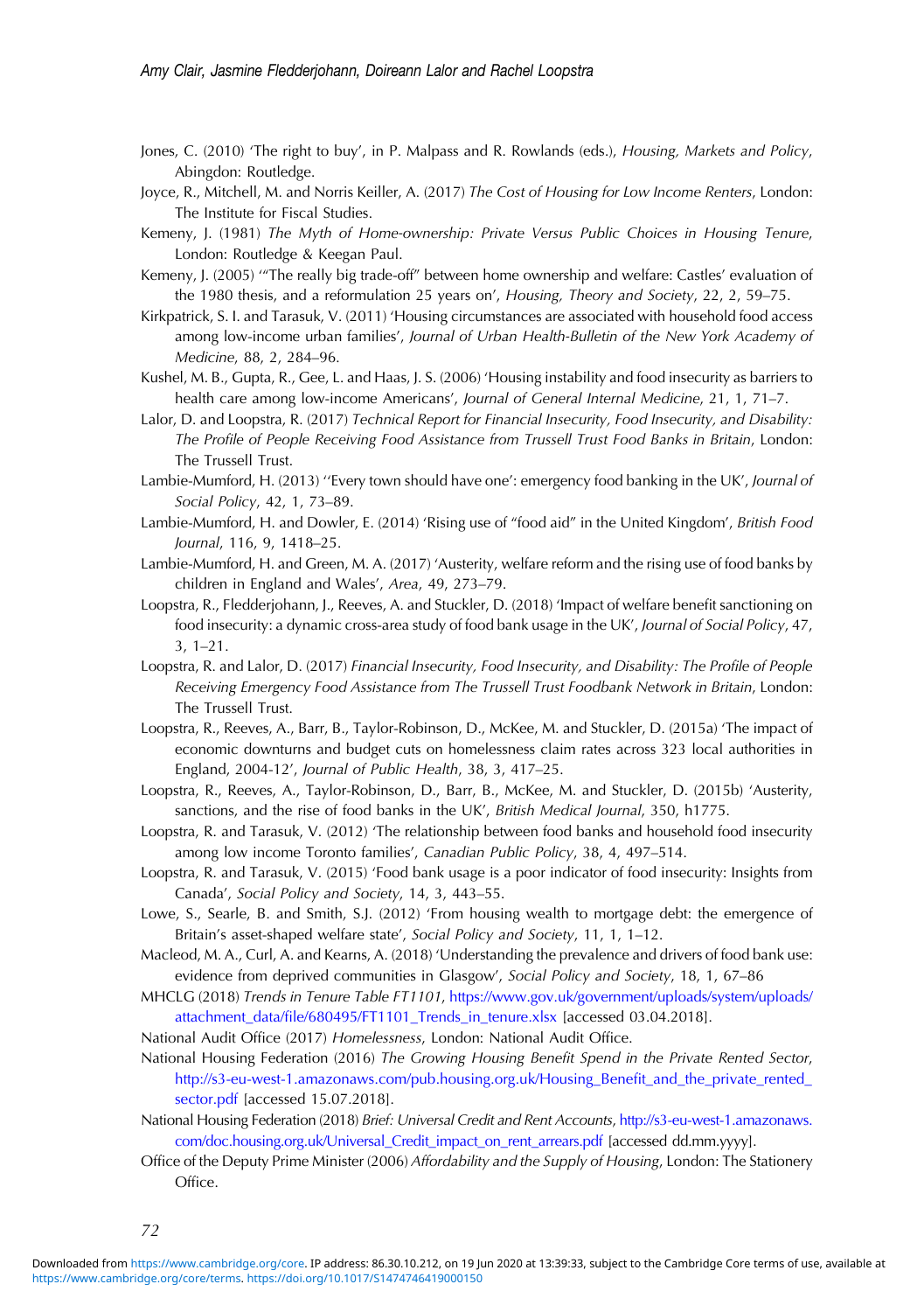Jones, C. (2010) 'The right to buy', in P. Malpass and R. Rowlands (eds.), *Housing, Markets and Policy*, Abingdon: Routledge.

Joyce, R., Mitchell, M. and Norris Keiller, A. (2017) *The Cost of Housing for Low Income Renters*, London: The Institute for Fiscal Studies.

Kemeny, J. (1981) *The Myth of Home-ownership: Private Versus Public Choices in Housing Tenure*, London: Routledge & Keegan Paul.

Kemeny, J. (2005) '"The really big trade-off" between home ownership and welfare: Castles' evaluation of the 1980 thesis, and a reformulation 25 years on', *Housing, Theory and Society*, 22, 2, 59–75.

Kirkpatrick, S. I. and Tarasuk, V. (2011) 'Housing circumstances are associated with household food access among low-income urban families', *Journal of Urban Health-Bulletin of the New York Academy of Medicine*, 88, 2, 284–96.

Kushel, M. B., Gupta, R., Gee, L. and Haas, J. S. (2006) 'Housing instability and food insecurity as barriers to health care among low-income Americans', *Journal of General Internal Medicine*, 21, 1, 71–7.

Lalor, D. and Loopstra, R. (2017) *Technical Report for Financial Insecurity, Food Insecurity, and Disability: The Profile of People Receiving Food Assistance from Trussell Trust Food Banks in Britain*, London: The Trussell Trust.

Lambie-Mumford, H. (2013) ''Every town should have one': emergency food banking in the UK', *Journal of Social Policy*, 42, 1, 73–89.

Lambie-Mumford, H. and Dowler, E. (2014) 'Rising use of "food aid" in the United Kingdom', *British Food Journal*, 116, 9, 1418–25.

Lambie-Mumford, H. and Green, M. A. (2017) 'Austerity, welfare reform and the rising use of food banks by children in England and Wales', *Area*, 49, 273–79.

Loopstra, R., Fledderjohann, J., Reeves, A. and Stuckler, D. (2018) 'Impact of welfare benefit sanctioning on food insecurity: a dynamic cross-area study of food bank usage in the UK', *Journal of Social Policy*, 47, 3, 1–21.

Loopstra, R. and Lalor, D. (2017) *Financial Insecurity, Food Insecurity, and Disability: The Profile of People Receiving Emergency Food Assistance from The Trussell Trust Foodbank Network in Britain*, London: The Trussell Trust.

Loopstra, R., Reeves, A., Barr, B., Taylor-Robinson, D., McKee, M. and Stuckler, D. (2015a) 'The impact of economic downturns and budget cuts on homelessness claim rates across 323 local authorities in England, 2004-12', *Journal of Public Health*, 38, 3, 417–25.

Loopstra, R., Reeves, A., Taylor-Robinson, D., Barr, B., McKee, M. and Stuckler, D. (2015b) 'Austerity, sanctions, and the rise of food banks in the UK', *British Medical Journal*, 350, h1775.

Loopstra, R. and Tarasuk, V. (2012) 'The relationship between food banks and household food insecurity among low income Toronto families', *Canadian Public Policy*, 38, 4, 497–514.

Loopstra, R. and Tarasuk, V. (2015) 'Food bank usage is a poor indicator of food insecurity: Insights from Canada', *Social Policy and Society*, 14, 3, 443–55.

Lowe, S., Searle, B. and Smith, S.J. (2012) 'From housing wealth to mortgage debt: the emergence of Britain's asset-shaped welfare state', *Social Policy and Society*, 11, 1, 1–12.

Macleod, M. A., Curl, A. and Kearns, A. (2018) 'Understanding the prevalence and drivers of food bank use: evidence from deprived communities in Glasgow', *Social Policy and Society*, 18, 1, 67–86

MHCLG (2018) *Trends in Tenure Table FT1101*, https://www.gov.uk/government/uploads/system/uploads/attachment_data/file/680495/FT1101_Trends_in_tenure.xlsx [accessed 03.04.2018].

National Audit Office (2017) *Homelessness*, London: National Audit Office.

National Housing Federation (2016) *The Growing Housing Benefit Spend in the Private Rented Sector*, http://s3-eu-west-1.amazonaws.com/pub.housing.org.uk/Housing_Benefit_and_the_private_rented_sector.pdf [accessed 15.07.2018].

National Housing Federation (2018) *Brief: Universal Credit and Rent Accounts*, http://s3-eu-west-1.amazonaws.com/doc.housing.org.uk/Universal_Credit_impact_on_rent_arrears.pdf [accessed dd.mm.yyyy].

Office of the Deputy Prime Minister (2006) *Affordability and the Supply of Housing*, London: The Stationery Office.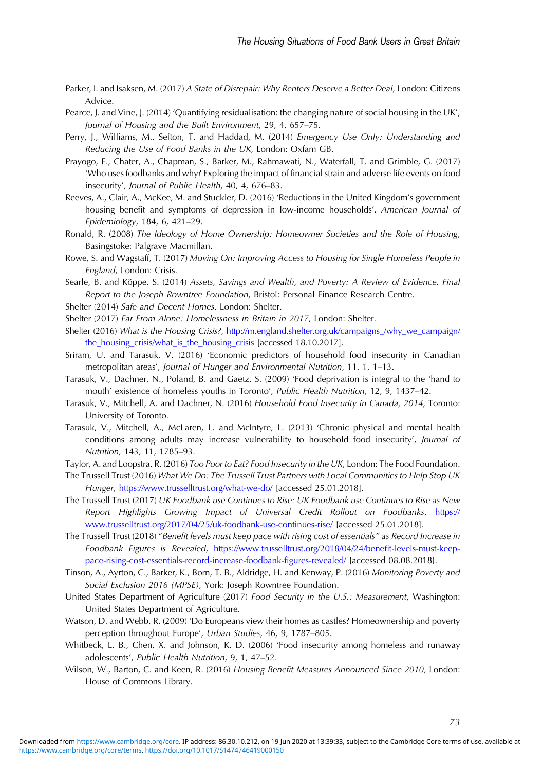Parker, I. and Isaksen, M. (2017) *A State of Disrepair: Why Renters Deserve a Better Deal*, London: Citizens Advice.

Pearce, J. and Vine, J. (2014) 'Quantifying residualisation: the changing nature of social housing in the UK', *Journal of Housing and the Built Environment*, 29, 4, 657–75.

Perry, J., Williams, M., Sefton, T. and Haddad, M. (2014) *Emergency Use Only: Understanding and Reducing the Use of Food Banks in the UK*, London: Oxfam GB.

Prayogo, E., Chater, A., Chapman, S., Barker, M., Rahmawati, N., Waterfall, T. and Grimble, G. (2017) 'Who uses foodbanks and why? Exploring the impact of financial strain and adverse life events on food insecurity', *Journal of Public Health*, 40, 4, 676–83.

Reeves, A., Clair, A., McKee, M. and Stuckler, D. (2016) 'Reductions in the United Kingdom's government housing benefit and symptoms of depression in low-income households', *American Journal of Epidemiology*, 184, 6, 421–29.

Ronald, R. (2008) *The Ideology of Home Ownership: Homeowner Societies and the Role of Housing*, Basingstoke: Palgrave Macmillan.

Rowe, S. and Wagstaff, T. (2017) *Moving On: Improving Access to Housing for Single Homeless People in England*, London: Crisis.

Searle, B. and Köppe, S. (2014) *Assets, Savings and Wealth, and Poverty: A Review of Evidence. Final Report to the Joseph Rowntree Foundation*, Bristol: Personal Finance Research Centre.

Shelter (2014) *Safe and Decent Homes*, London: Shelter.

Shelter (2017) *Far From Alone: Homelessness in Britain in 2017*, London: Shelter.

Shelter (2016) *What is the Housing Crisis?*, http://m.england.shelter.org.uk/campaigns_/why_we_campaign/the_housing_crisis/what_is_the_housing_crisis [accessed 18.10.2017].

Sriram, U. and Tarasuk, V. (2016) 'Economic predictors of household food insecurity in Canadian metropolitan areas', *Journal of Hunger and Environmental Nutrition*, 11, 1, 1–13.

Tarasuk, V., Dachner, N., Poland, B. and Gaetz, S. (2009) 'Food deprivation is integral to the 'hand to mouth' existence of homeless youths in Toronto', *Public Health Nutrition*, 12, 9, 1437–42.

Tarasuk, V., Mitchell, A. and Dachner, N. (2016) *Household Food Insecurity in Canada, 2014*, Toronto: University of Toronto.

Tarasuk, V., Mitchell, A., McLaren, L. and McIntyre, L. (2013) 'Chronic physical and mental health conditions among adults may increase vulnerability to household food insecurity', *Journal of Nutrition*, 143, 11, 1785–93.

Taylor, A. and Loopstra, R. (2016) *Too Poor to Eat? Food Insecurity in the UK*, London: The Food Foundation.

The Trussell Trust (2016) *What We Do: The Trussell Trust Partners with Local Communities to Help Stop UK Hunger*, https://www.trusselltrust.org/what-we-do/ [accessed 25.01.2018].

The Trussell Trust (2017) *UK Foodbank use Continues to Rise: UK Foodbank use Continues to Rise as New Report Highlights Growing Impact of Universal Credit Rollout on Foodbanks*, https://www.trusselltrust.org/2017/04/25/uk-foodbank-use-continues-rise/ [accessed 25.01.2018].

The Trussell Trust (2018) "*Benefit levels must keep pace with rising cost of essentials" as Record Increase in Foodbank Figures is Revealed*, https://www.trusselltrust.org/2018/04/24/benefit-levels-must-keep-pace-rising-cost-essentials-record-increase-foodbank-figures-revealed/ [accessed 08.08.2018].

Tinson, A., Ayrton, C., Barker, K., Born, T. B., Aldridge, H. and Kenway, P. (2016) *Monitoring Poverty and Social Exclusion 2016 (MPSE)*, York: Joseph Rowntree Foundation.

United States Department of Agriculture (2017) *Food Security in the U.S.: Measurement*, Washington: United States Department of Agriculture.

Watson, D. and Webb, R. (2009) 'Do Europeans view their homes as castles? Homeownership and poverty perception throughout Europe', *Urban Studies*, 46, 9, 1787–805.

Whitbeck, L. B., Chen, X. and Johnson, K. D. (2006) 'Food insecurity among homeless and runaway adolescents', *Public Health Nutrition*, 9, 1, 47–52.

Wilson, W., Barton, C. and Keen, R. (2016) *Housing Benefit Measures Announced Since 2010*, London: House of Commons Library.